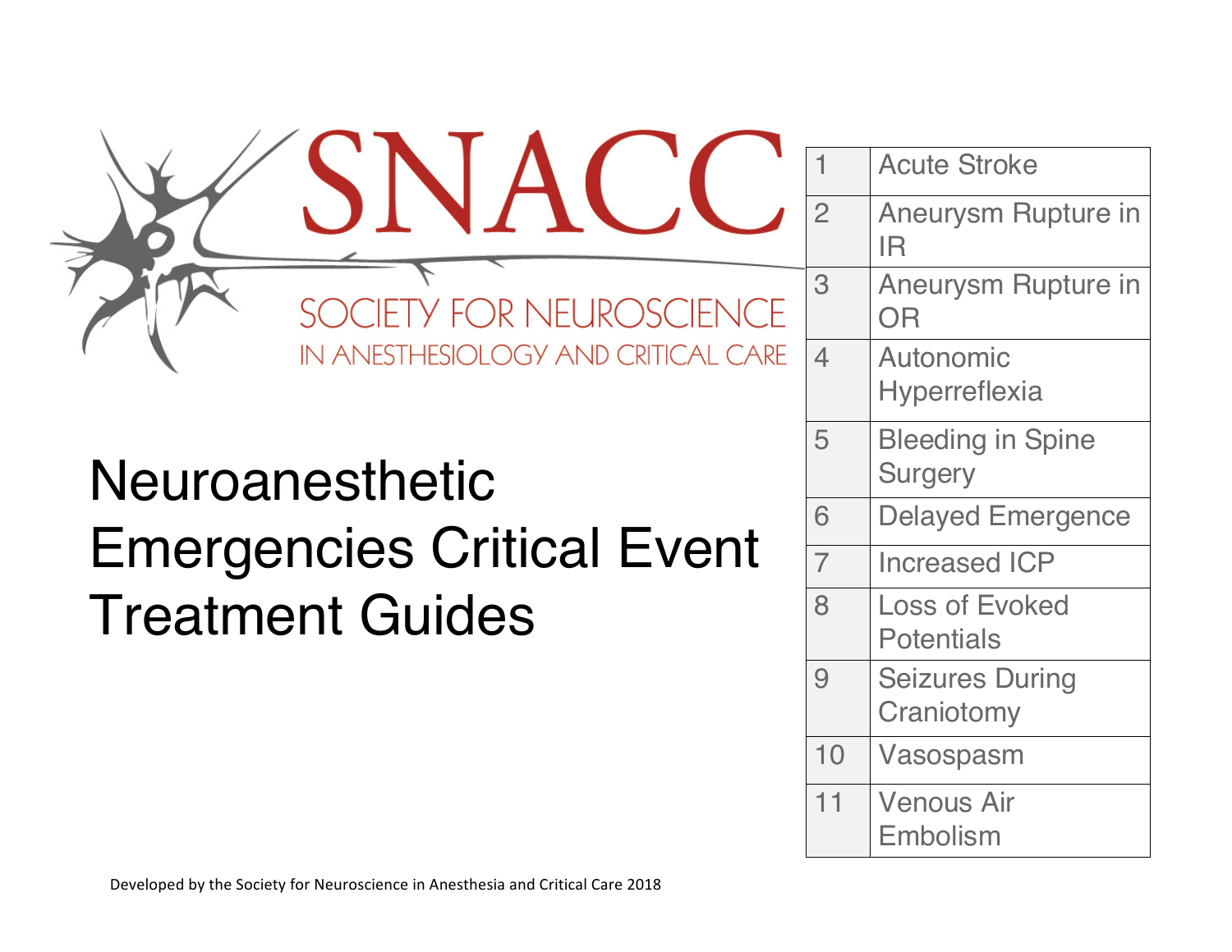SNACC

SOCIETY FOR NEUROSCIENCE IN ANESTHESIOLOGY AND CRITICAL CARE

# Neuroanesthetic Emergencies Critical Event Treatment Guides

| | |
|---|---|
| 1 | Acute Stroke |
| 2 | Aneurysm Rupture in IR |
| 3 | Aneurysm Rupture in OR |
| 4 | Autonomic Hyperreflexia |
| 5 | Bleeding in Spine Surgery |
| 6 | Delayed Emergence |
| 7 | Increased ICP |
| 8 | Loss of Evoked Potentials |
| 9 | Seizures During Craniotomy |
| 10 | Vasospasm |
| 11 | Venous Air Embolism |

Developed by the Society for Neuroscience in Anesthesia and Critical Care 2018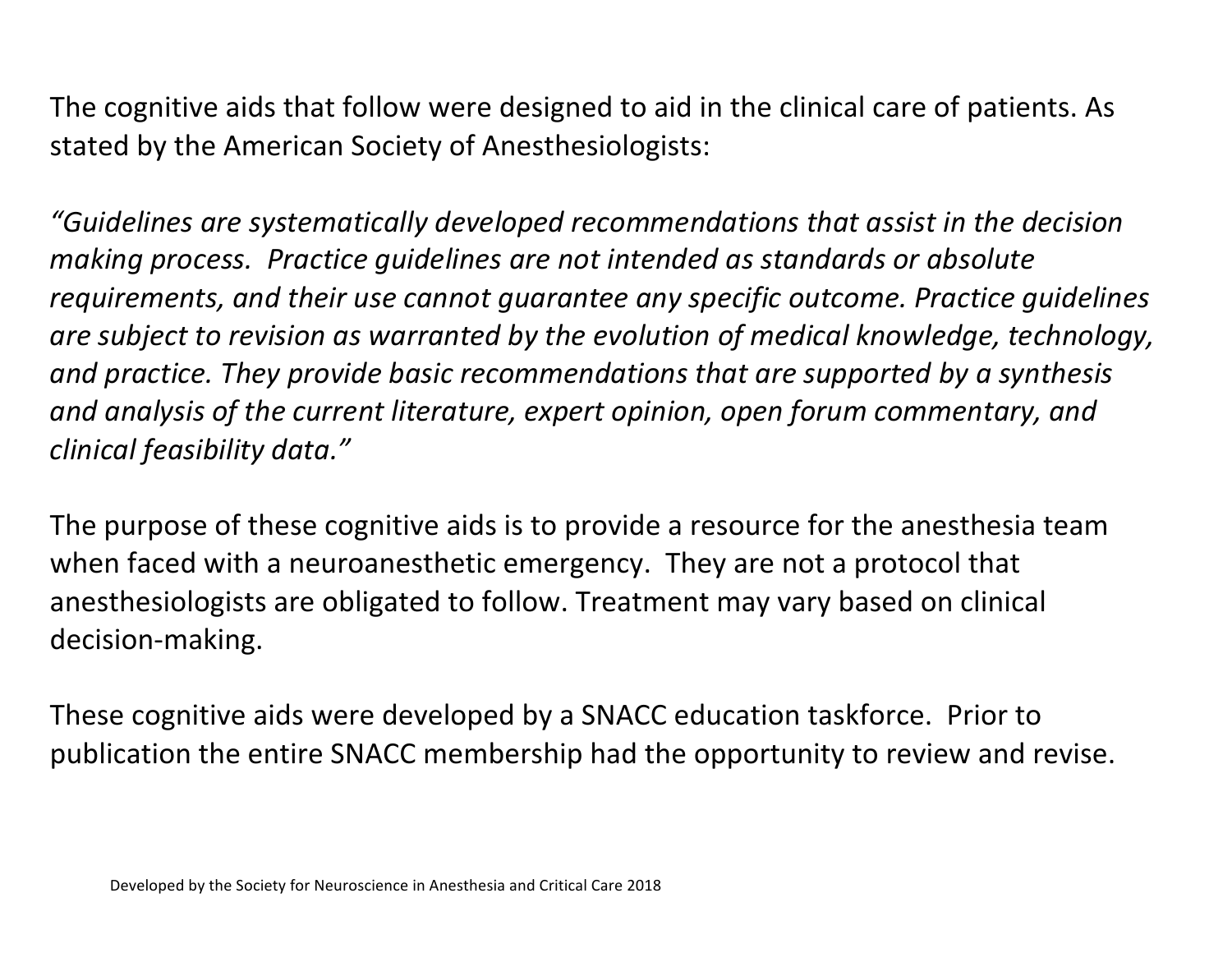The cognitive aids that follow were designed to aid in the clinical care of patients. As stated by the American Society of Anesthesiologists:

*"Guidelines are systematically developed recommendations that assist in the decision making process. Practice guidelines are not intended as standards or absolute requirements, and their use cannot guarantee any specific outcome. Practice guidelines are subject to revision as warranted by the evolution of medical knowledge, technology, and practice. They provide basic recommendations that are supported by a synthesis and analysis of the current literature, expert opinion, open forum commentary, and clinical feasibility data."*

The purpose of these cognitive aids is to provide a resource for the anesthesia team when faced with a neuroanesthetic emergency. They are not a protocol that anesthesiologists are obligated to follow. Treatment may vary based on clinical decision-making.

These cognitive aids were developed by a SNACC education taskforce. Prior to publication the entire SNACC membership had the opportunity to review and revise.

Developed by the Society for Neuroscience in Anesthesia and Critical Care 2018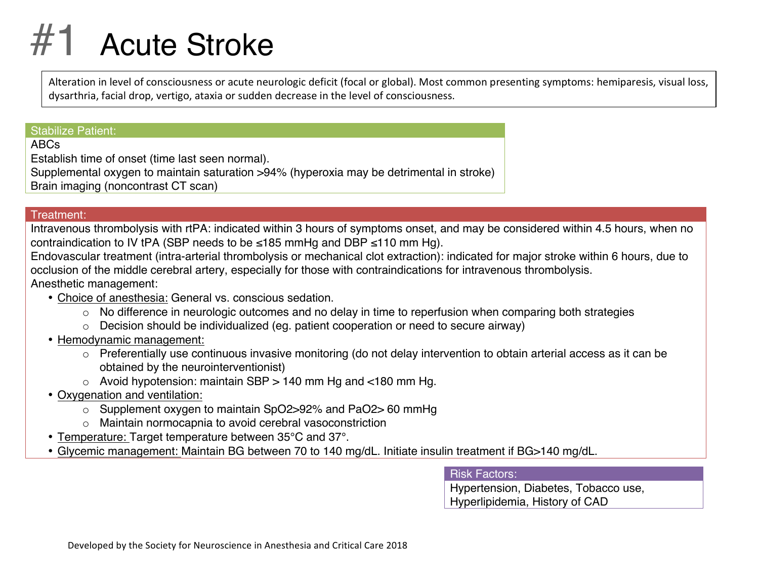# #1 Acute Stroke

Alteration in level of consciousness or acute neurologic deficit (focal or global). Most common presenting symptoms: hemiparesis, visual loss, dysarthria, facial drop, vertigo, ataxia or sudden decrease in the level of consciousness.

## Stabilize Patient:

ABCs
Establish time of onset (time last seen normal).
Supplemental oxygen to maintain saturation >94% (hyperoxia may be detrimental in stroke)
Brain imaging (noncontrast CT scan)

## Treatment:

Intravenous thrombolysis with rtPA: indicated within 3 hours of symptoms onset, and may be considered within 4.5 hours, when no contraindication to IV tPA (SBP needs to be ≤185 mmHg and DBP ≤110 mm Hg).
Endovascular treatment (intra-arterial thrombolysis or mechanical clot extraction): indicated for major stroke within 6 hours, due to occlusion of the middle cerebral artery, especially for those with contraindications for intravenous thrombolysis.
Anesthetic management:

- Choice of anesthesia: General vs. conscious sedation.
  - No difference in neurologic outcomes and no delay in time to reperfusion when comparing both strategies
  - Decision should be individualized (eg. patient cooperation or need to secure airway)
- Hemodynamic management:
  - Preferentially use continuous invasive monitoring (do not delay intervention to obtain arterial access as it can be obtained by the neurointerventionist)
  - Avoid hypotension: maintain SBP > 140 mm Hg and <180 mm Hg.
- Oxygenation and ventilation:
  - Supplement oxygen to maintain $SpO_2$>92% and $PaO_2$> 60 mmHg
  - Maintain normocapnia to avoid cerebral vasoconstriction
- Temperature: Target temperature between 35°C and 37°.
- Glycemic management: Maintain BG between 70 to 140 mg/dL. Initiate insulin treatment if BG>140 mg/dL.

## Risk Factors:

Hypertension, Diabetes, Tobacco use, Hyperlipidemia, History of CAD

Developed by the Society for Neuroscience in Anesthesia and Critical Care 2018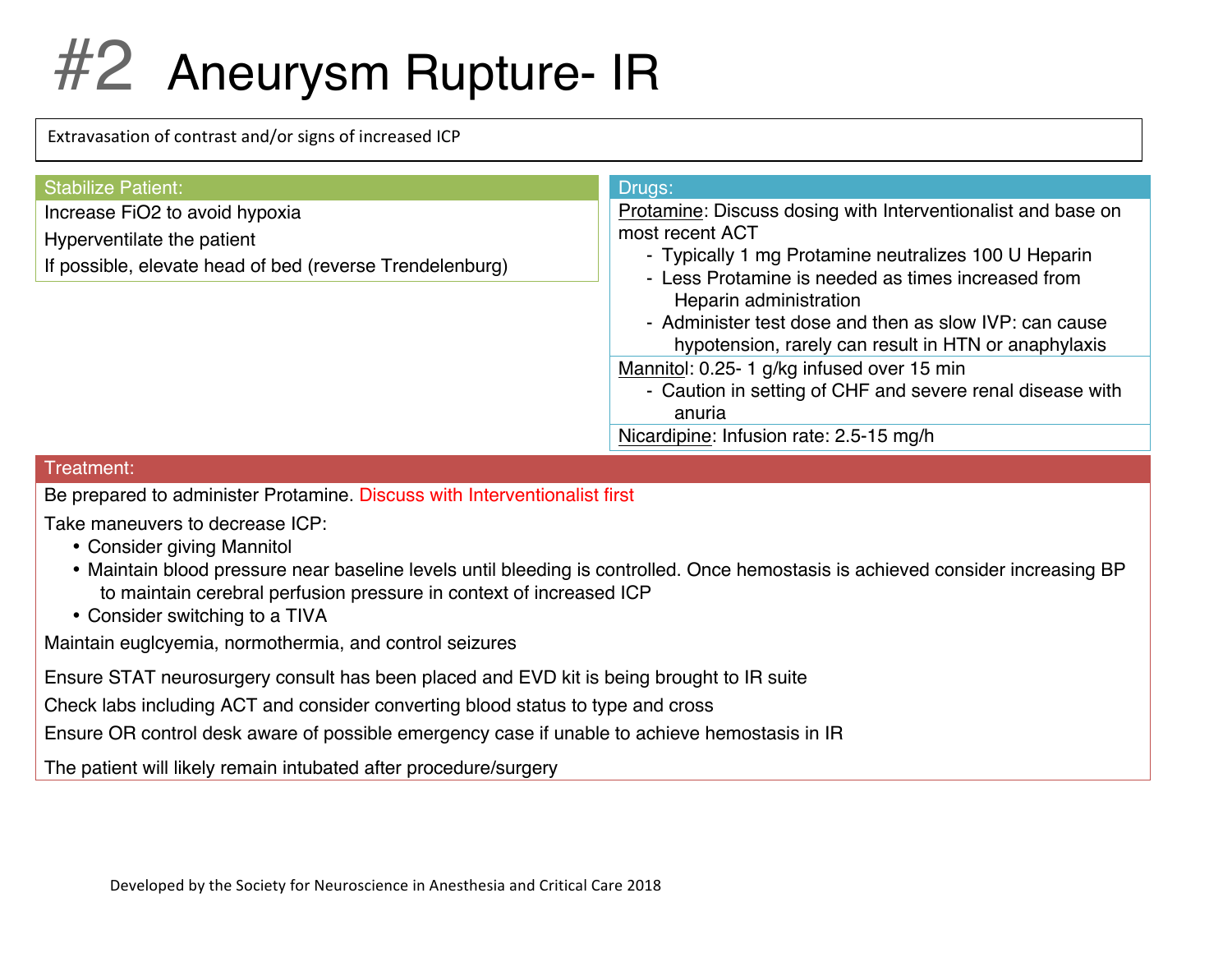# #2 Aneurysm Rupture- IR

Extravasation of contrast and/or signs of increased ICP

## Stabilize Patient:

Increase FiO2 to avoid hypoxia

Hyperventilate the patient

If possible, elevate head of bed (reverse Trendelenburg)

## Drugs:

Protamine: Discuss dosing with Interventionalist and base on most recent ACT

- Typically 1 mg Protamine neutralizes 100 U Heparin
- Less Protamine is needed as times increased from Heparin administration
- Administer test dose and then as slow IVP: can cause hypotension, rarely can result in HTN or anaphylaxis

Mannitol: 0.25- 1 g/kg infused over 15 min

- Caution in setting of CHF and severe renal disease with anuria

Nicardipine: Infusion rate: 2.5-15 mg/h

## Treatment:

Be prepared to administer Protamine. Discuss with Interventionalist first

Take maneuvers to decrease ICP:

- Consider giving Mannitol
- Maintain blood pressure near baseline levels until bleeding is controlled. Once hemostasis is achieved consider increasing BP to maintain cerebral perfusion pressure in context of increased ICP
- Consider switching to a TIVA

Maintain euglcyemia, normothermia, and control seizures

Ensure STAT neurosurgery consult has been placed and EVD kit is being brought to IR suite

Check labs including ACT and consider converting blood status to type and cross

Ensure OR control desk aware of possible emergency case if unable to achieve hemostasis in IR

The patient will likely remain intubated after procedure/surgery

Developed by the Society for Neuroscience in Anesthesia and Critical Care 2018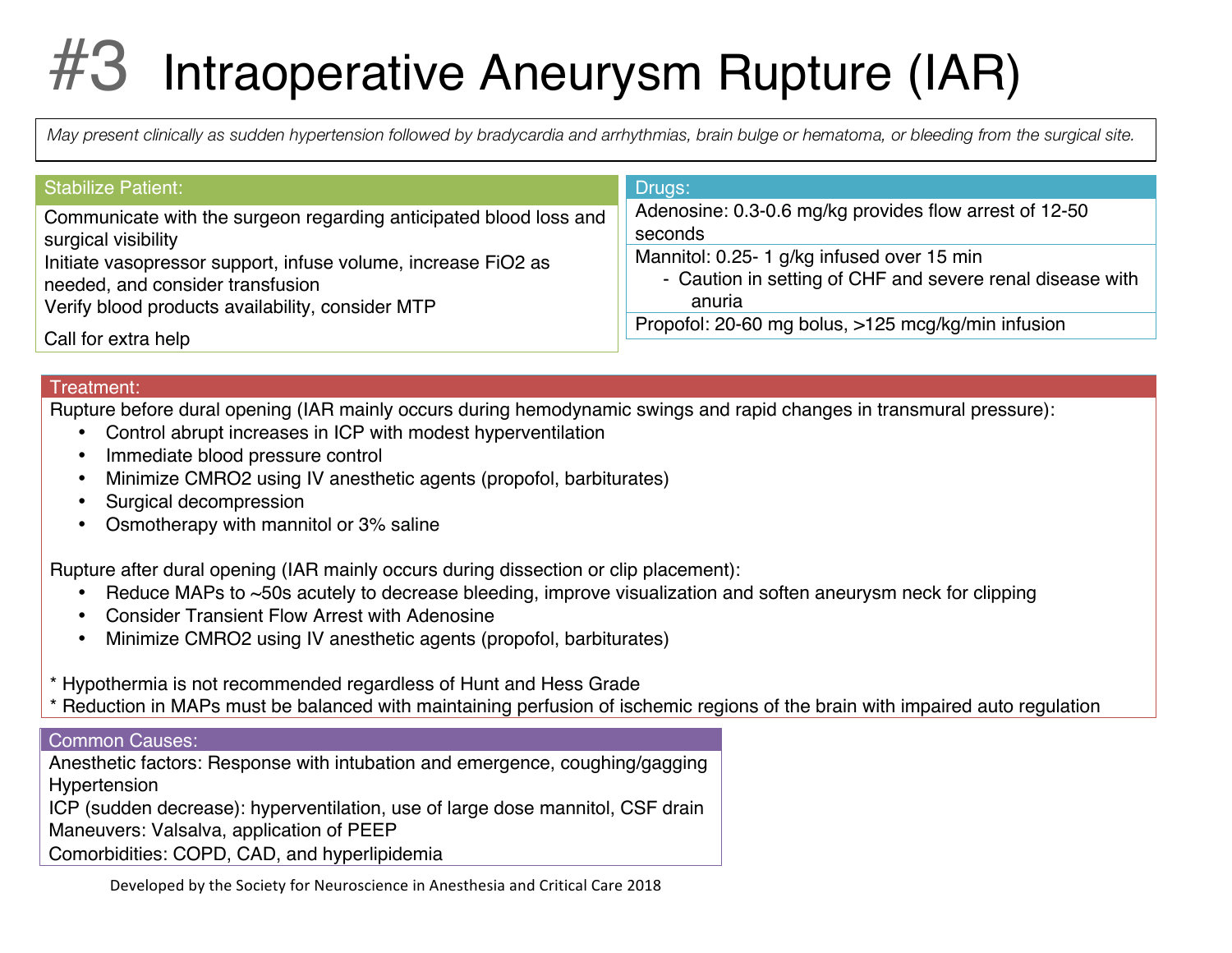# #3 Intraoperative Aneurysm Rupture (IAR)

*May present clinically as sudden hypertension followed by bradycardia and arrhythmias, brain bulge or hematoma, or bleeding from the surgical site.*

## Stabilize Patient:

Communicate with the surgeon regarding anticipated blood loss and surgical visibility
Initiate vasopressor support, infuse volume, increase FiO2 as needed, and consider transfusion
Verify blood products availability, consider MTP

Call for extra help

## Drugs:

Adenosine: 0.3-0.6 mg/kg provides flow arrest of 12-50 seconds

Mannitol: 0.25- 1 g/kg infused over 15 min
- Caution in setting of CHF and severe renal disease with anuria

Propofol: 20-60 mg bolus, >125 mcg/kg/min infusion

## Treatment:

Rupture before dural opening (IAR mainly occurs during hemodynamic swings and rapid changes in transmural pressure):

- Control abrupt increases in ICP with modest hyperventilation
- Immediate blood pressure control
- Minimize CMRO2 using IV anesthetic agents (propofol, barbiturates)
- Surgical decompression
- Osmotherapy with mannitol or 3% saline

Rupture after dural opening (IAR mainly occurs during dissection or clip placement):

- Reduce MAPs to ~50s acutely to decrease bleeding, improve visualization and soften aneurysm neck for clipping
- Consider Transient Flow Arrest with Adenosine
- Minimize CMRO2 using IV anesthetic agents (propofol, barbiturates)

\* Hypothermia is not recommended regardless of Hunt and Hess Grade
\* Reduction in MAPs must be balanced with maintaining perfusion of ischemic regions of the brain with impaired auto regulation

## Common Causes:

Anesthetic factors: Response with intubation and emergence, coughing/gagging
Hypertension
ICP (sudden decrease): hyperventilation, use of large dose mannitol, CSF drain
Maneuvers: Valsalva, application of PEEP
Comorbidities: COPD, CAD, and hyperlipidemia

Developed by the Society for Neuroscience in Anesthesia and Critical Care 2018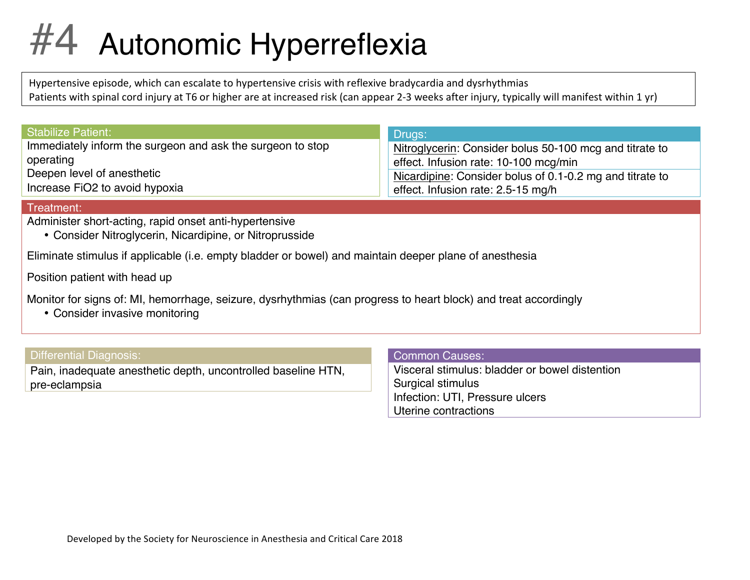# #4 Autonomic Hyperreflexia

Hypertensive episode, which can escalate to hypertensive crisis with reflexive bradycardia and dysrhythmias
Patients with spinal cord injury at T6 or higher are at increased risk (can appear 2-3 weeks after injury, typically will manifest within 1 yr)

## Stabilize Patient:

Immediately inform the surgeon and ask the surgeon to stop operating
Deepen level of anesthetic
Increase FiO2 to avoid hypoxia

## Drugs:

Nitroglycerin: Consider bolus 50-100 mcg and titrate to effect. Infusion rate: 10-100 mcg/min

Nicardipine: Consider bolus of 0.1-0.2 mg and titrate to effect. Infusion rate: 2.5-15 mg/h

## Treatment:

Administer short-acting, rapid onset anti-hypertensive

- Consider Nitroglycerin, Nicardipine, or Nitroprusside

Eliminate stimulus if applicable (i.e. empty bladder or bowel) and maintain deeper plane of anesthesia

Position patient with head up

Monitor for signs of: MI, hemorrhage, seizure, dysrhythmias (can progress to heart block) and treat accordingly

- Consider invasive monitoring

## Differential Diagnosis:

Pain, inadequate anesthetic depth, uncontrolled baseline HTN, pre-eclampsia

## Common Causes:

Visceral stimulus: bladder or bowel distention
Surgical stimulus
Infection: UTI, Pressure ulcers
Uterine contractions

Developed by the Society for Neuroscience in Anesthesia and Critical Care 2018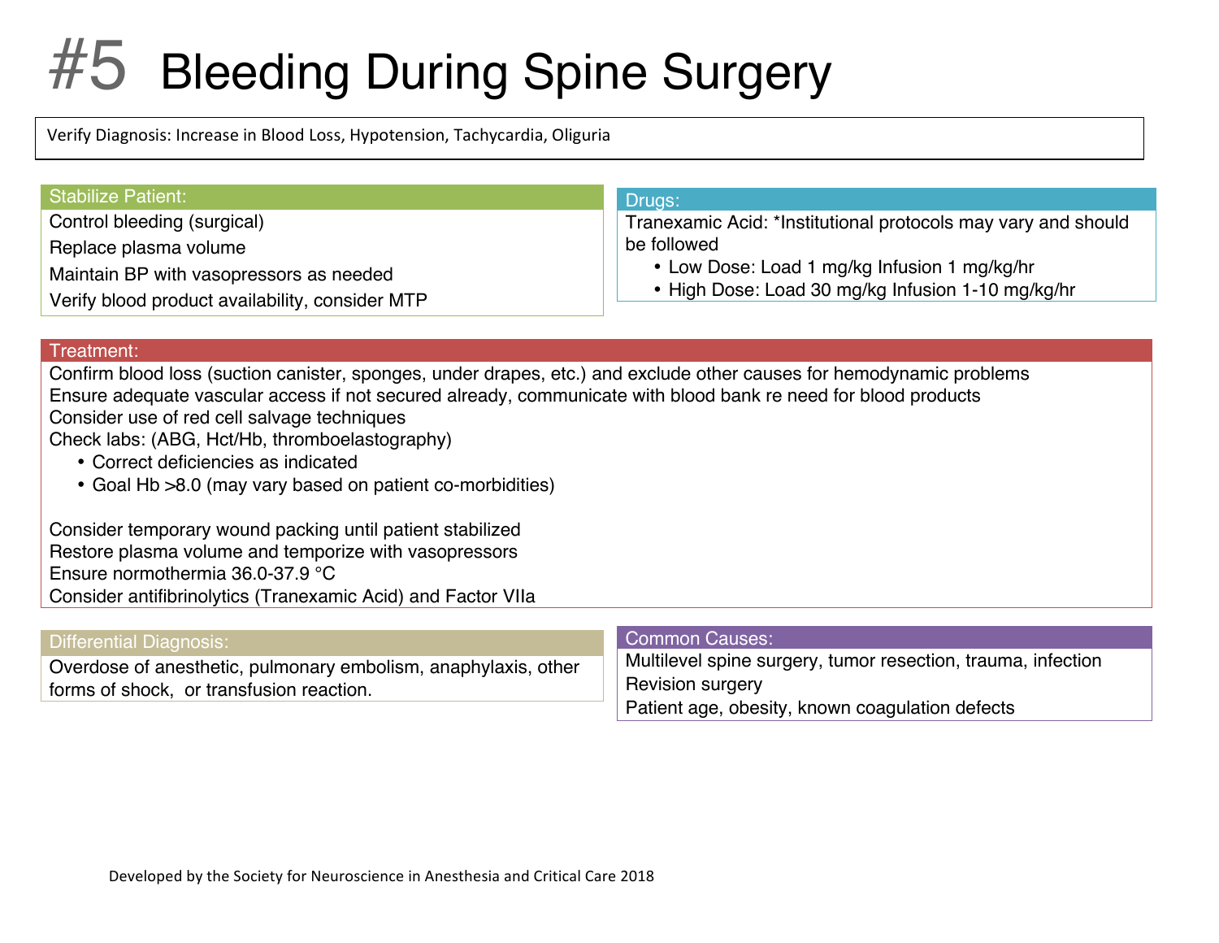# #5 Bleeding During Spine Surgery

Verify Diagnosis: Increase in Blood Loss, Hypotension, Tachycardia, Oliguria

## Stabilize Patient:

Control bleeding (surgical)

Replace plasma volume

Maintain BP with vasopressors as needed

Verify blood product availability, consider MTP

## Drugs:

Tranexamic Acid: *Institutional protocols may vary and should be followed

- Low Dose: Load 1 mg/kg Infusion 1 mg/kg/hr
- High Dose: Load 30 mg/kg Infusion 1-10 mg/kg/hr

## Treatment:

Confirm blood loss (suction canister, sponges, under drapes, etc.) and exclude other causes for hemodynamic problems
Ensure adequate vascular access if not secured already, communicate with blood bank re need for blood products
Consider use of red cell salvage techniques
Check labs: (ABG, Hct/Hb, thromboelastography)

- Correct deficiencies as indicated
- Goal Hb >8.0 (may vary based on patient co-morbidities)

Consider temporary wound packing until patient stabilized
Restore plasma volume and temporize with vasopressors
Ensure normothermia 36.0-37.9 °C
Consider antifibrinolytics (Tranexamic Acid) and Factor VIIa

## Differential Diagnosis:

Overdose of anesthetic, pulmonary embolism, anaphylaxis, other forms of shock, or transfusion reaction.

## Common Causes:

Multilevel spine surgery, tumor resection, trauma, infection
Revision surgery
Patient age, obesity, known coagulation defects

Developed by the Society for Neuroscience in Anesthesia and Critical Care 2018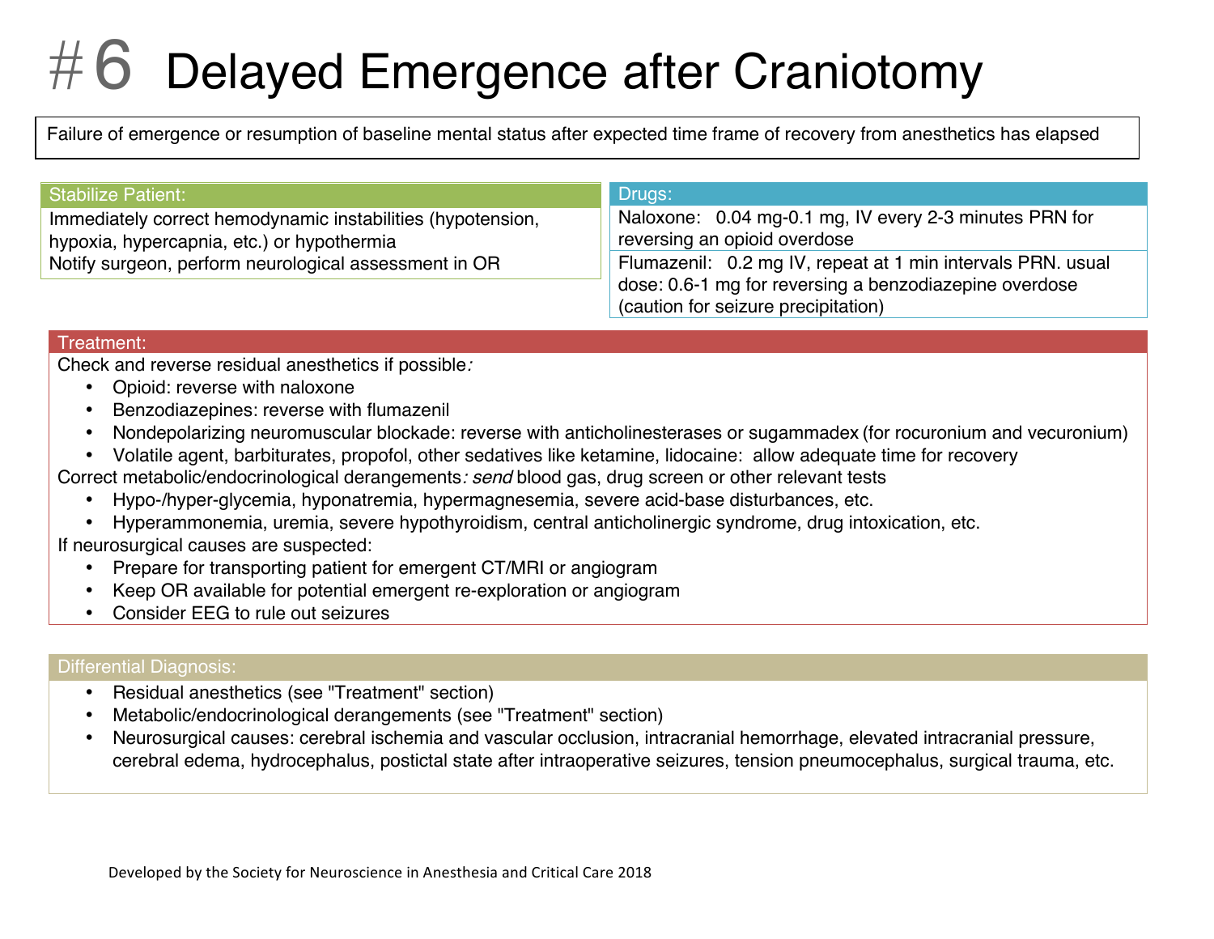# #6 Delayed Emergence after Craniotomy

Failure of emergence or resumption of baseline mental status after expected time frame of recovery from anesthetics has elapsed

## Stabilize Patient:

Immediately correct hemodynamic instabilities (hypotension, hypoxia, hypercapnia, etc.) or hypothermia
Notify surgeon, perform neurological assessment in OR

## Drugs:

Naloxone: 0.04 mg-0.1 mg, IV every 2-3 minutes PRN for reversing an opioid overdose

Flumazenil: 0.2 mg IV, repeat at 1 min intervals PRN. usual dose: 0.6-1 mg for reversing a benzodiazepine overdose (caution for seizure precipitation)

## Treatment:

Check and reverse residual anesthetics if possible*:*

- Opioid: reverse with naloxone
- Benzodiazepines: reverse with flumazenil
- Nondepolarizing neuromuscular blockade: reverse with anticholinesterases or sugammadex (for rocuronium and vecuronium)
- Volatile agent, barbiturates, propofol, other sedatives like ketamine, lidocaine: allow adequate time for recovery

Correct metabolic/endocrinological derangements*: send* blood gas, drug screen or other relevant tests

- Hypo-/hyper-glycemia, hyponatremia, hypermagnesemia, severe acid-base disturbances, etc.
- Hyperammonemia, uremia, severe hypothyroidism, central anticholinergic syndrome, drug intoxication, etc.

If neurosurgical causes are suspected:

- Prepare for transporting patient for emergent CT/MRI or angiogram
- Keep OR available for potential emergent re-exploration or angiogram
- Consider EEG to rule out seizures

## Differential Diagnosis:

- Residual anesthetics (see "Treatment" section)
- Metabolic/endocrinological derangements (see "Treatment" section)
- Neurosurgical causes: cerebral ischemia and vascular occlusion, intracranial hemorrhage, elevated intracranial pressure, cerebral edema, hydrocephalus, postictal state after intraoperative seizures, tension pneumocephalus, surgical trauma, etc.

Developed by the Society for Neuroscience in Anesthesia and Critical Care 2018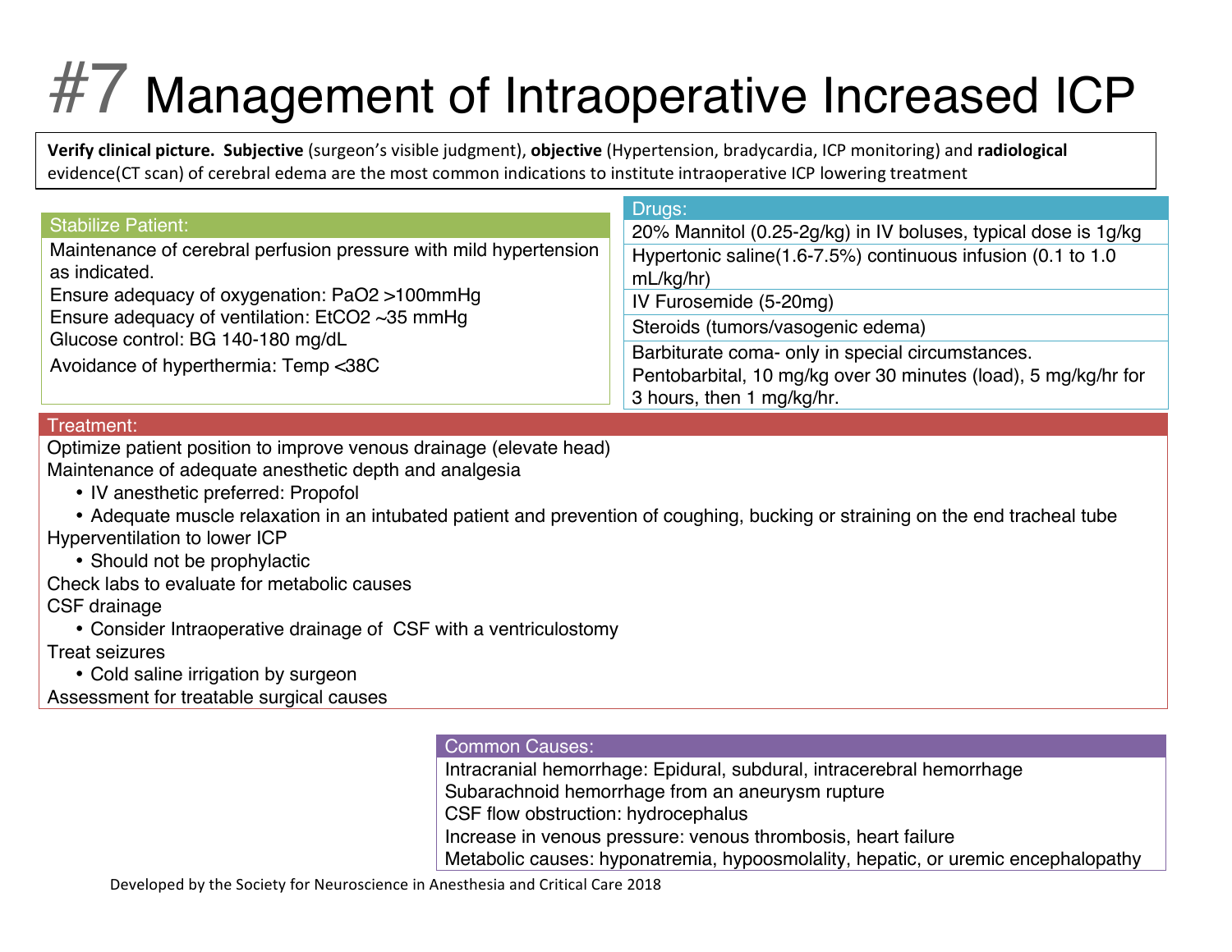# #7 Management of Intraoperative Increased ICP

**Verify clinical picture. Subjective** (surgeon's visible judgment), **objective** (Hypertension, bradycardia, ICP monitoring) and **radiological** evidence(CT scan) of cerebral edema are the most common indications to institute intraoperative ICP lowering treatment

## Stabilize Patient:

Maintenance of cerebral perfusion pressure with mild hypertension as indicated.
Ensure adequacy of oxygenation: PaO2 >100mmHg
Ensure adequacy of ventilation: EtCO2 ~35 mmHg
Glucose control: BG 140-180 mg/dL
Avoidance of hyperthermia: Temp <38C

## Drugs:

- 20% Mannitol (0.25-2g/kg) in IV boluses, typical dose is 1g/kg
- Hypertonic saline(1.6-7.5%) continuous infusion (0.1 to 1.0 mL/kg/hr)
- IV Furosemide (5-20mg)
- Steroids (tumors/vasogenic edema)
- Barbiturate coma- only in special circumstances. Pentobarbital, 10 mg/kg over 30 minutes (load), 5 mg/kg/hr for 3 hours, then 1 mg/kg/hr.

## Treatment:

Optimize patient position to improve venous drainage (elevate head)
Maintenance of adequate anesthetic depth and analgesia
- IV anesthetic preferred: Propofol
- Adequate muscle relaxation in an intubated patient and prevention of coughing, bucking or straining on the end tracheal tube

Hyperventilation to lower ICP
- Should not be prophylactic

Check labs to evaluate for metabolic causes
CSF drainage
- Consider Intraoperative drainage of CSF with a ventriculostomy

Treat seizures
- Cold saline irrigation by surgeon

Assessment for treatable surgical causes

## Common Causes:

Intracranial hemorrhage: Epidural, subdural, intracerebral hemorrhage
Subarachnoid hemorrhage from an aneurysm rupture
CSF flow obstruction: hydrocephalus
Increase in venous pressure: venous thrombosis, heart failure
Metabolic causes: hyponatremia, hypoosmolality, hepatic, or uremic encephalopathy

Developed by the Society for Neuroscience in Anesthesia and Critical Care 2018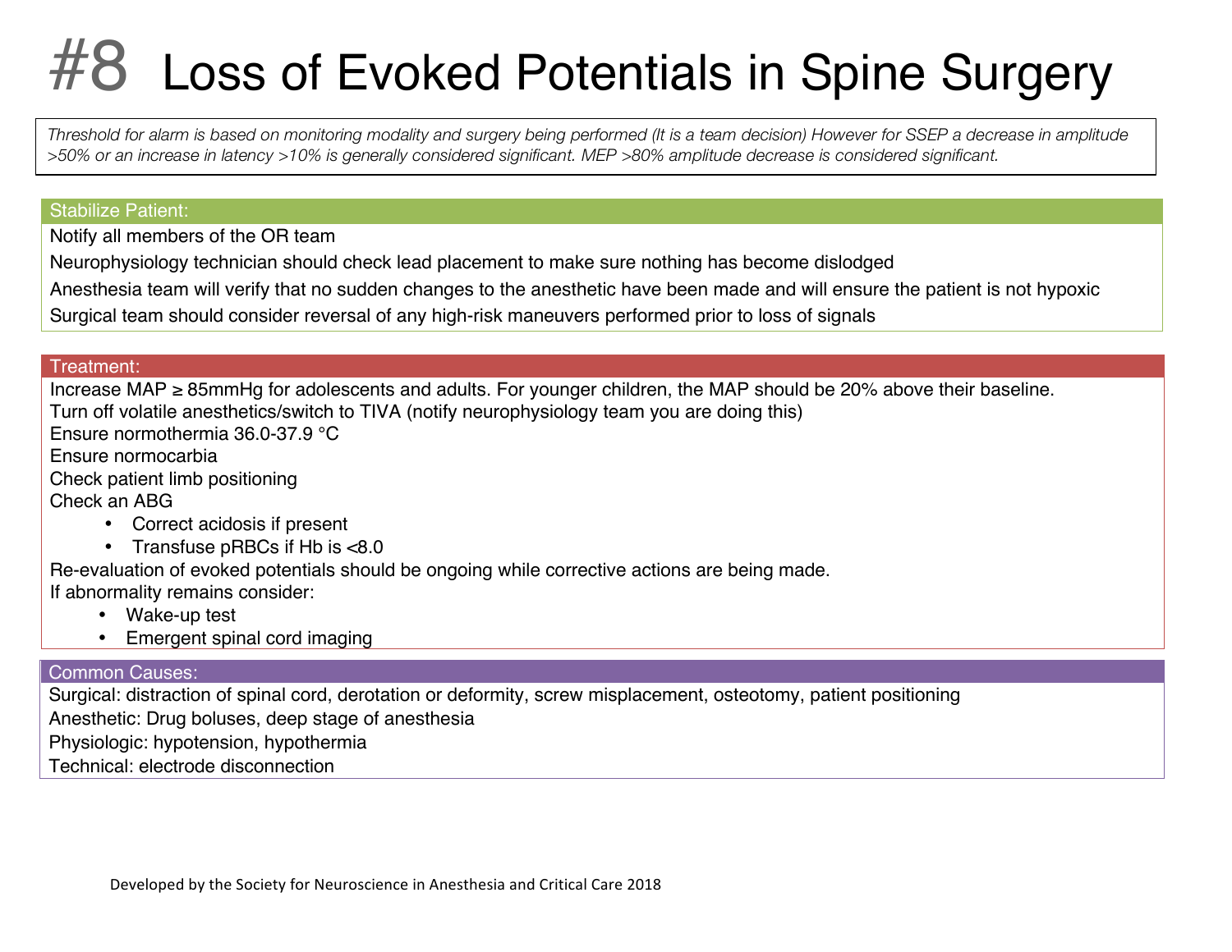# #8 Loss of Evoked Potentials in Spine Surgery

*Threshold for alarm is based on monitoring modality and surgery being performed (It is a team decision) However for SSEP a decrease in amplitude >50% or an increase in latency >10% is generally considered significant. MEP >80% amplitude decrease is considered significant.*

## Stabilize Patient:

Notify all members of the OR team

Neurophysiology technician should check lead placement to make sure nothing has become dislodged

Anesthesia team will verify that no sudden changes to the anesthetic have been made and will ensure the patient is not hypoxic

Surgical team should consider reversal of any high-risk maneuvers performed prior to loss of signals

## Treatment:

Increase MAP ≥ 85mmHg for adolescents and adults. For younger children, the MAP should be 20% above their baseline.

Turn off volatile anesthetics/switch to TIVA (notify neurophysiology team you are doing this)

Ensure normothermia 36.0-37.9 °C

Ensure normocarbia

Check patient limb positioning

Check an ABG

- Correct acidosis if present
- Transfuse pRBCs if Hb is <8.0

Re-evaluation of evoked potentials should be ongoing while corrective actions are being made.

If abnormality remains consider:

- Wake-up test
- Emergent spinal cord imaging

## Common Causes:

Surgical: distraction of spinal cord, derotation or deformity, screw misplacement, osteotomy, patient positioning

Anesthetic: Drug boluses, deep stage of anesthesia

Physiologic: hypotension, hypothermia

Technical: electrode disconnection

Developed by the Society for Neuroscience in Anesthesia and Critical Care 2018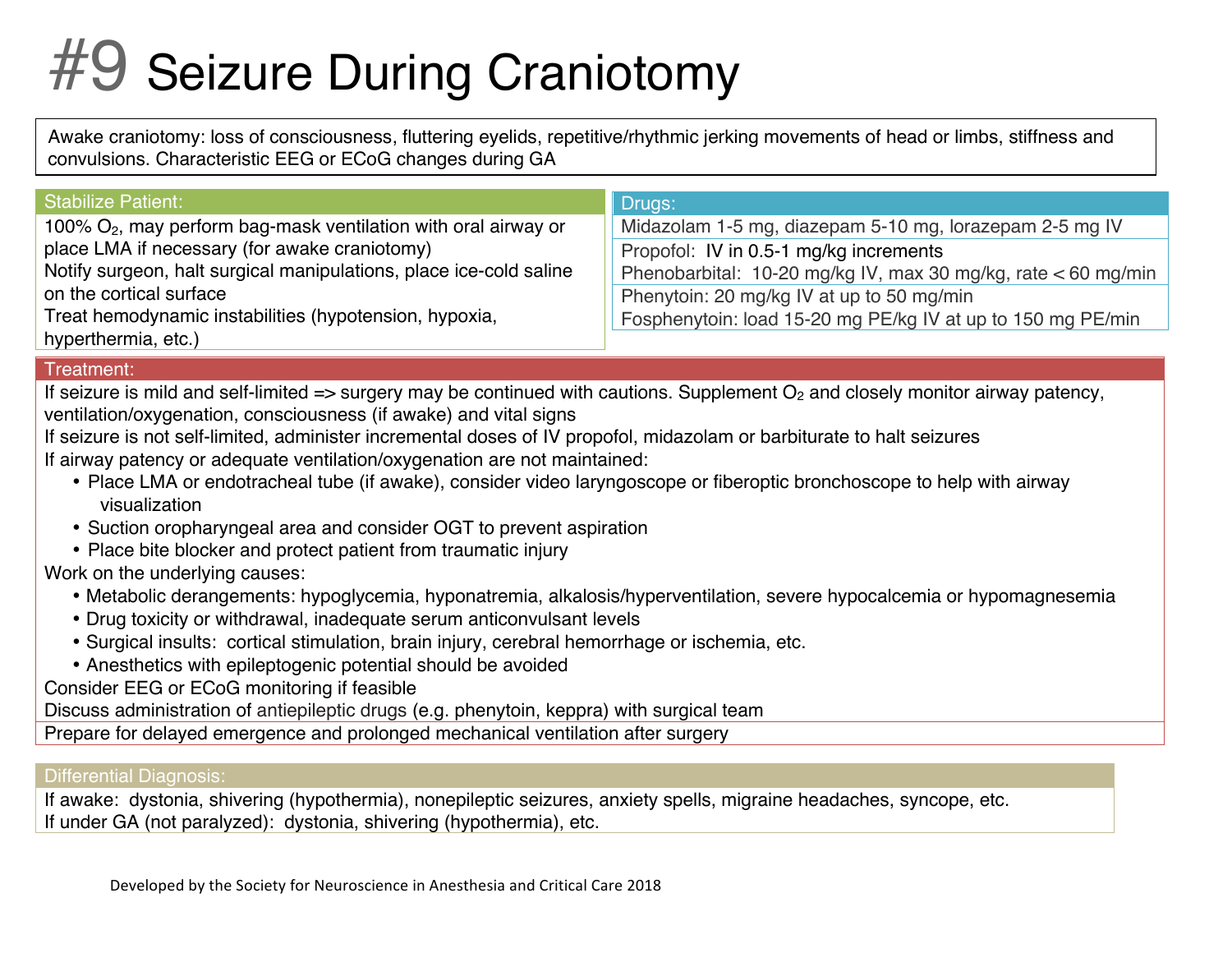# #9 Seizure During Craniotomy

Awake craniotomy: loss of consciousness, fluttering eyelids, repetitive/rhythmic jerking movements of head or limbs, stiffness and convulsions. Characteristic EEG or ECoG changes during GA

## Stabilize Patient:

100% $O_2$, may perform bag-mask ventilation with oral airway or place LMA if necessary (for awake craniotomy)
Notify surgeon, halt surgical manipulations, place ice-cold saline on the cortical surface
Treat hemodynamic instabilities (hypotension, hypoxia, hyperthermia, etc.)

## Drugs:

Midazolam 1-5 mg, diazepam 5-10 mg, lorazepam 2-5 mg IV

Propofol: IV in 0.5-1 mg/kg increments
Phenobarbital: 10-20 mg/kg IV, max 30 mg/kg, rate < 60 mg/min

Phenytoin: 20 mg/kg IV at up to 50 mg/min
Fosphenytoin: load 15-20 mg PE/kg IV at up to 150 mg PE/min

## Treatment:

If seizure is mild and self-limited => surgery may be continued with cautions. Supplement $O_2$ and closely monitor airway patency, ventilation/oxygenation, consciousness (if awake) and vital signs
If seizure is not self-limited, administer incremental doses of IV propofol, midazolam or barbiturate to halt seizures
If airway patency or adequate ventilation/oxygenation are not maintained:

- Place LMA or endotracheal tube (if awake), consider video laryngoscope or fiberoptic bronchoscope to help with airway visualization
- Suction oropharyngeal area and consider OGT to prevent aspiration
- Place bite blocker and protect patient from traumatic injury

Work on the underlying causes:

- Metabolic derangements: hypoglycemia, hyponatremia, alkalosis/hyperventilation, severe hypocalcemia or hypomagnesemia
- Drug toxicity or withdrawal, inadequate serum anticonvulsant levels
- Surgical insults: cortical stimulation, brain injury, cerebral hemorrhage or ischemia, etc.
- Anesthetics with epileptogenic potential should be avoided

Consider EEG or ECoG monitoring if feasible
Discuss administration of antiepileptic drugs (e.g. phenytoin, keppra) with surgical team

Prepare for delayed emergence and prolonged mechanical ventilation after surgery

## Differential Diagnosis:

If awake: dystonia, shivering (hypothermia), nonepileptic seizures, anxiety spells, migraine headaches, syncope, etc.
If under GA (not paralyzed): dystonia, shivering (hypothermia), etc.

Developed by the Society for Neuroscience in Anesthesia and Critical Care 2018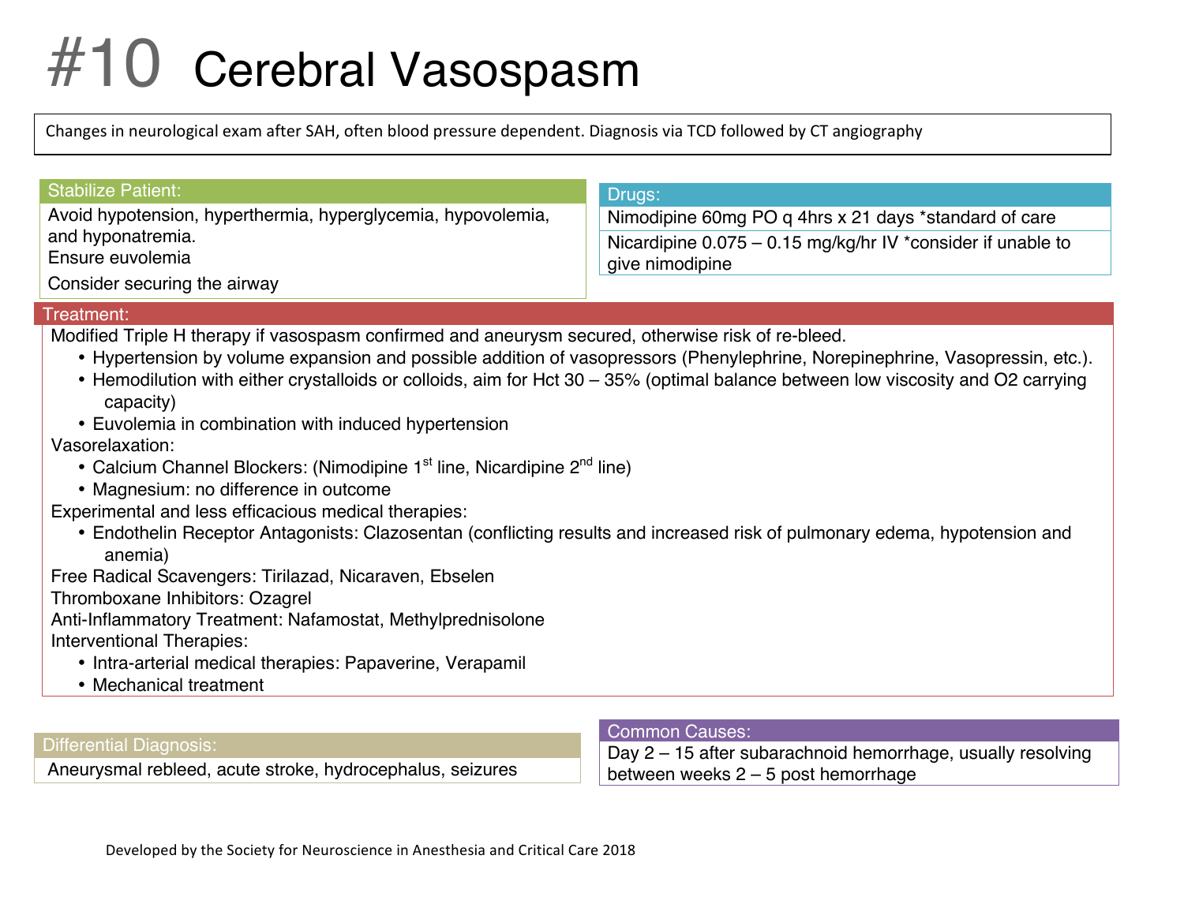# #10 Cerebral Vasospasm

Changes in neurological exam after SAH, often blood pressure dependent. Diagnosis via TCD followed by CT angiography

## Stabilize Patient:

Avoid hypotension, hyperthermia, hyperglycemia, hypovolemia, and hyponatremia.
Ensure euvolemia

Consider securing the airway

## Drugs:

Nimodipine 60mg PO q 4hrs x 21 days *standard of care

Nicardipine 0.075 – 0.15 mg/kg/hr IV *consider if unable to give nimodipine

## Treatment:

Modified Triple H therapy if vasospasm confirmed and aneurysm secured, otherwise risk of re-bleed.

- Hypertension by volume expansion and possible addition of vasopressors (Phenylephrine, Norepinephrine, Vasopressin, etc.).
- Hemodilution with either crystalloids or colloids, aim for Hct 30 – 35% (optimal balance between low viscosity and O2 carrying capacity)
- Euvolemia in combination with induced hypertension

Vasorelaxation:

- Calcium Channel Blockers: (Nimodipine 1st line, Nicardipine 2nd line)
- Magnesium: no difference in outcome

Experimental and less efficacious medical therapies:

- Endothelin Receptor Antagonists: Clazosentan (conflicting results and increased risk of pulmonary edema, hypotension and anemia)

Free Radical Scavengers: Tirilazad, Nicaraven, Ebselen

Thromboxane Inhibitors: Ozagrel

Anti-Inflammatory Treatment: Nafamostat, Methylprednisolone

Interventional Therapies:

- Intra-arterial medical therapies: Papaverine, Verapamil
- Mechanical treatment

## Differential Diagnosis:

Aneurysmal rebleed, acute stroke, hydrocephalus, seizures

## Common Causes:

Day 2 – 15 after subarachnoid hemorrhage, usually resolving between weeks 2 – 5 post hemorrhage

Developed by the Society for Neuroscience in Anesthesia and Critical Care 2018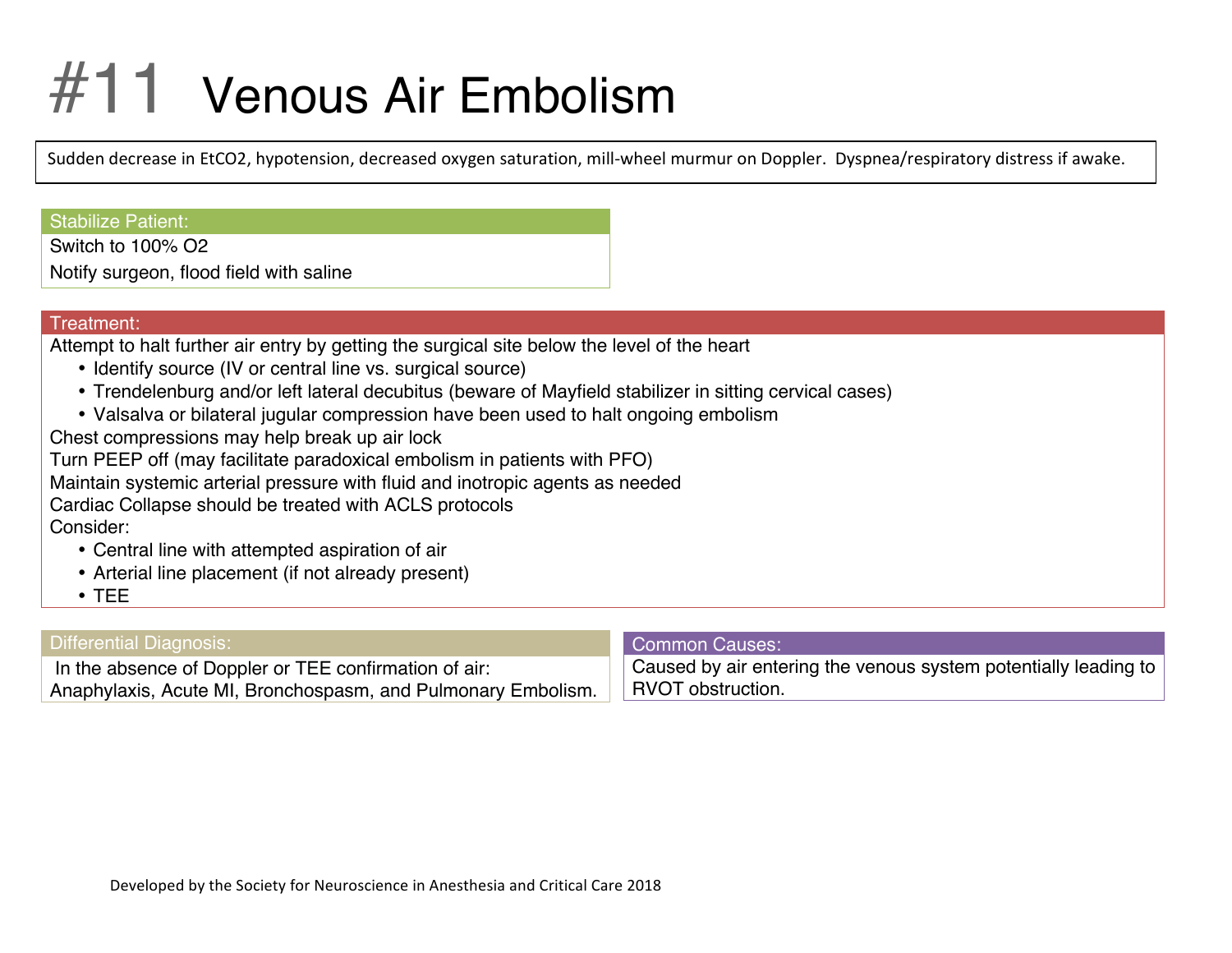# #11 Venous Air Embolism

Sudden decrease in EtCO2, hypotension, decreased oxygen saturation, mill-wheel murmur on Doppler. Dyspnea/respiratory distress if awake.

## Stabilize Patient:

Switch to 100% O2

Notify surgeon, flood field with saline

## Treatment:

Attempt to halt further air entry by getting the surgical site below the level of the heart

- Identify source (IV or central line vs. surgical source)
- Trendelenburg and/or left lateral decubitus (beware of Mayfield stabilizer in sitting cervical cases)
- Valsalva or bilateral jugular compression have been used to halt ongoing embolism

Chest compressions may help break up air lock

Turn PEEP off (may facilitate paradoxical embolism in patients with PFO)

Maintain systemic arterial pressure with fluid and inotropic agents as needed

Cardiac Collapse should be treated with ACLS protocols

Consider:

- Central line with attempted aspiration of air
- Arterial line placement (if not already present)
- TEE

## Differential Diagnosis:

In the absence of Doppler or TEE confirmation of air:
Anaphylaxis, Acute MI, Bronchospasm, and Pulmonary Embolism.

## Common Causes:

Caused by air entering the venous system potentially leading to RVOT obstruction.

Developed by the Society for Neuroscience in Anesthesia and Critical Care 2018